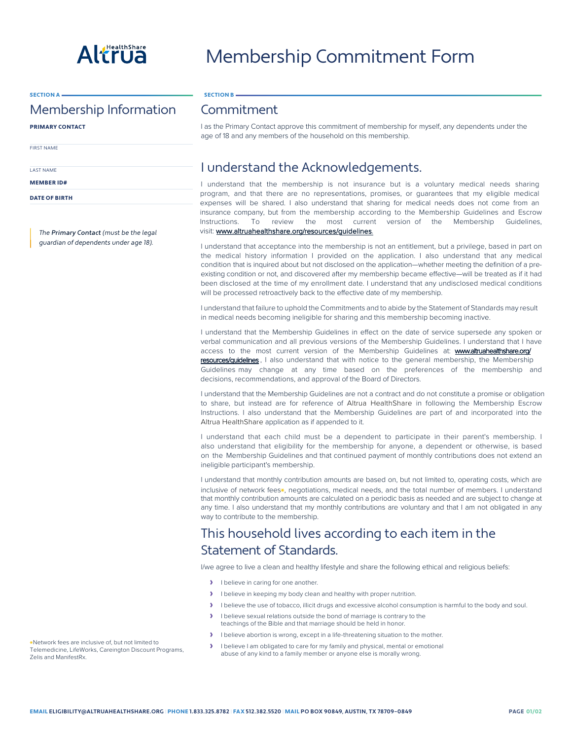# Membership Commitment Form

SECTION A

## Membership Information

**PRIMARY CONTACT**

FIRST NAME

LAST NAME

**MEMBER ID#**

**DATE OF BIRTH**

*The **Primary Contact** (must be the legal guardian of dependents under age 18).*

SECTION B

## Commitment

I as the Primary Contact approve this commitment of membership for myself, any dependents under the age of 18 and any members of the household on this membership.

## I understand the Acknowledgements.

I understand that the membership is not insurance but is a voluntary medical needs sharing program, and that there are no representations, promises, or guarantees that my eligible medical expenses will be shared. I also understand that sharing for medical needs does not come from an insurance company, but from the membership according to the Membership Guidelines and Escrow Instructions. To review the most current version of the Membership Guidelines, visit: www.altruahealthshare.org/resources/guidelines.

I understand that acceptance into the membership is not an entitlement, but a privilege, based in part on the medical history information I provided on the application. I also understand that any medical condition that is inquired about but not disclosed on the application—whether meeting the definition of a pre-existing condition or not, and discovered after my membership became effective—will be treated as if it had been disclosed at the time of my enrollment date. I understand that any undisclosed medical conditions will be processed retroactively back to the effective date of my membership.

I understand that failure to uphold the Commitments and to abide by the Statement of Standards may result in medical needs becoming ineligible for sharing and this membership becoming inactive.

I understand that the Membership Guidelines in effect on the date of service supersede any spoken or verbal communication and all previous versions of the Membership Guidelines. I understand that I have access to the most current version of the Membership Guidelines at: www.altruahealthshare.org/resources/guidelines , I also understand that with notice to the general membership, the Membership Guidelines may change at any time based on the preferences of the membership and decisions, recommendations, and approval of the Board of Directors.

I understand that the Membership Guidelines are not a contract and do not constitute a promise or obligation to share, but instead are for reference of Altrua HealthShare in following the Membership Escrow Instructions. I also understand that the Membership Guidelines are part of and incorporated into the Altrua HealthShare application as if appended to it.

I understand that each child must be a dependent to participate in their parent's membership. I also understand that eligibility for the membership for anyone, a dependent or otherwise, is based on the Membership Guidelines and that continued payment of monthly contributions does not extend an ineligible participant's membership.

I understand that monthly contribution amounts are based on, but not limited to, operating costs, which are inclusive of network fees*, negotiations, medical needs, and the total number of members. I understand that monthly contribution amounts are calculated on a periodic basis as needed and are subject to change at any time. I also understand that my monthly contributions are voluntary and that I am not obligated in any way to contribute to the membership.

## This household lives according to each item in the Statement of Standards.

I/we agree to live a clean and healthy lifestyle and share the following ethical and religious beliefs:

- I believe in caring for one another.
- I believe in keeping my body clean and healthy with proper nutrition.
- I believe the use of tobacco, illicit drugs and excessive alcohol consumption is harmful to the body and soul.
- I believe sexual relations outside the bond of marriage is contrary to the teachings of the Bible and that marriage should be held in honor.
- I believe abortion is wrong, except in a life-threatening situation to the mother.
- I believe I am obligated to care for my family and physical, mental or emotional abuse of any kind to a family member or anyone else is morally wrong.

*Network fees are inclusive of, but not limited to Telemedicine, LifeWorks, Careington Discount Programs, Zelis and ManifestRx.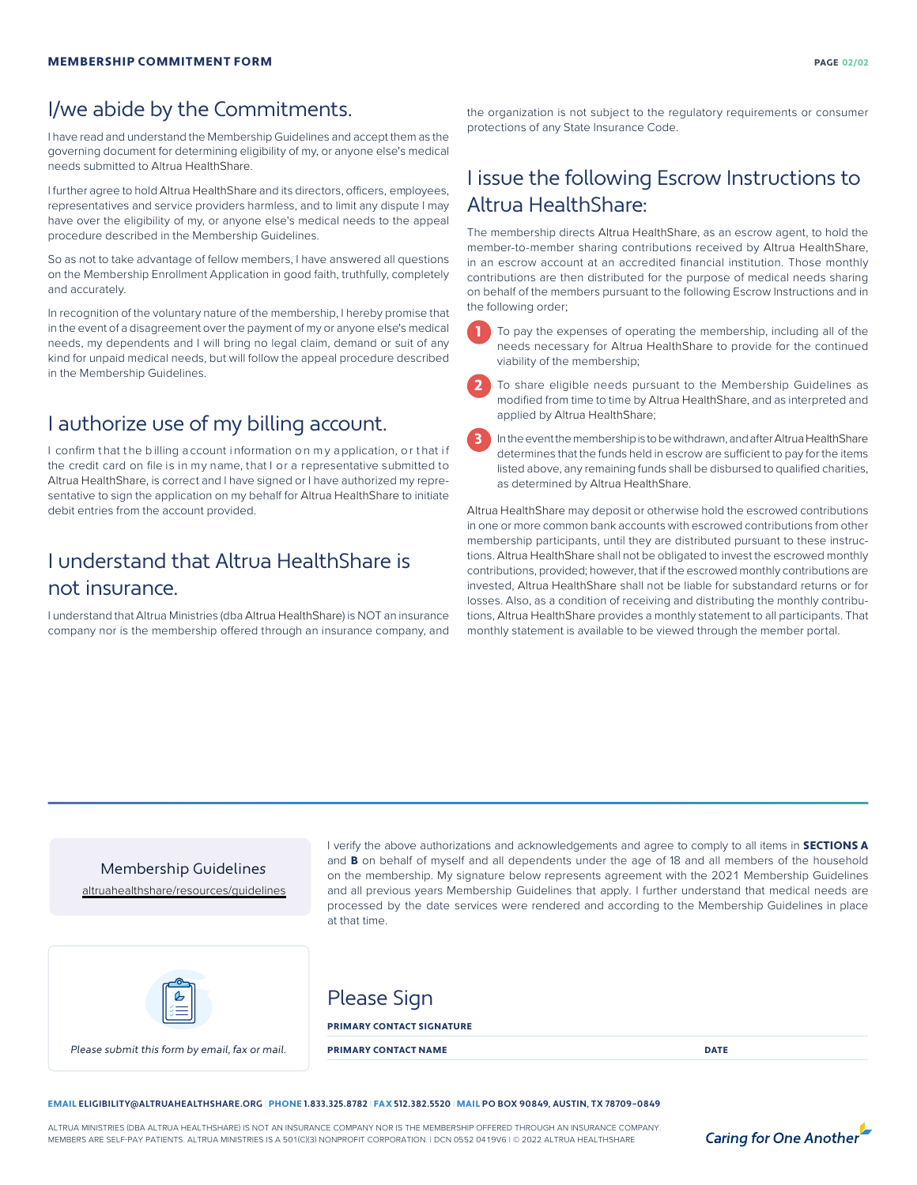## I/we abide by the Commitments.

I have read and understand the Membership Guidelines and accept them as the governing document for determining eligibility of my, or anyone else's medical needs submitted to Altrua HealthShare.

I further agree to hold Altrua HealthShare and its directors, officers, employees, representatives and service providers harmless, and to limit any dispute I may have over the eligibility of my, or anyone else's medical needs to the appeal procedure described in the Membership Guidelines.

So as not to take advantage of fellow members, I have answered all questions on the Membership Enrollment Application in good faith, truthfully, completely and accurately.

In recognition of the voluntary nature of the membership, I hereby promise that in the event of a disagreement over the payment of my or anyone else's medical needs, my dependents and I will bring no legal claim, demand or suit of any kind for unpaid medical needs, but will follow the appeal procedure described in the Membership Guidelines.

## I authorize use of my billing account.

I confirm that the billing account information on my application, or that if the credit card on file is in my name, that I or a representative submitted to Altrua HealthShare, is correct and I have signed or I have authorized my representative to sign the application on my behalf for Altrua HealthShare to initiate debit entries from the account provided.

## I understand that Altrua HealthShare is not insurance.

I understand that Altrua Ministries (dba Altrua HealthShare) is NOT an insurance company nor is the membership offered through an insurance company, and the organization is not subject to the regulatory requirements or consumer protections of any State Insurance Code.

## I issue the following Escrow Instructions to Altrua HealthShare:

The membership directs Altrua HealthShare, as an escrow agent, to hold the member-to-member sharing contributions received by Altrua HealthShare, in an escrow account at an accredited financial institution. Those monthly contributions are then distributed for the purpose of medical needs sharing on behalf of the members pursuant to the following Escrow Instructions and in the following order;

1. To pay the expenses of operating the membership, including all of the needs necessary for Altrua HealthShare to provide for the continued viability of the membership;
2. To share eligible needs pursuant to the Membership Guidelines as modified from time to time by Altrua HealthShare, and as interpreted and applied by Altrua HealthShare;
3. In the event the membership is to be withdrawn, and after Altrua HealthShare determines that the funds held in escrow are sufficient to pay for the items listed above, any remaining funds shall be disbursed to qualified charities, as determined by Altrua HealthShare.

Altrua HealthShare may deposit or otherwise hold the escrowed contributions in one or more common bank accounts with escrowed contributions from other membership participants, until they are distributed pursuant to these instructions. Altrua HealthShare shall not be obligated to invest the escrowed monthly contributions, provided; however, that if the escrowed monthly contributions are invested, Altrua HealthShare shall not be liable for substandard returns or for losses. Also, as a condition of receiving and distributing the monthly contributions, Altrua HealthShare provides a monthly statement to all participants. That monthly statement is available to be viewed through the member portal.

---

Membership Guidelines
altruahealthshare/resources/guidelines

I verify the above authorizations and acknowledgements and agree to comply to all items in **SECTIONS A** and **B** on behalf of myself and all dependents under the age of 18 and all members of the household on the membership. My signature below represents agreement with the 2021 Membership Guidelines and all previous years Membership Guidelines that apply. I further understand that medical needs are processed by the date services were rendered and according to the Membership Guidelines in place at that time.

*Please submit this form by email, fax or mail.*

## Please Sign

**PRIMARY CONTACT SIGNATURE**

**PRIMARY CONTACT NAME** | **DATE**

**EMAIL** ELIGIBILITY@ALTRUAHEALTHSHARE.ORG | **PHONE** 1.833.325.8782 | **FAX** 512.382.5520 | **MAIL** PO BOX 90849, AUSTIN, TX 78709-0849

ALTRUA MINISTRIES (DBA ALTRUA HEALTHSHARE) IS NOT AN INSURANCE COMPANY NOR IS THE MEMBERSHIP OFFERED THROUGH AN INSURANCE COMPANY. MEMBERS ARE SELF-PAY PATIENTS. ALTRUA MINISTRIES IS A 501(C)(3) NONPROFIT CORPORATION. | DCN 0552 0419V6 | © 2022 ALTRUA HEALTHSHARE

*Caring for One Another*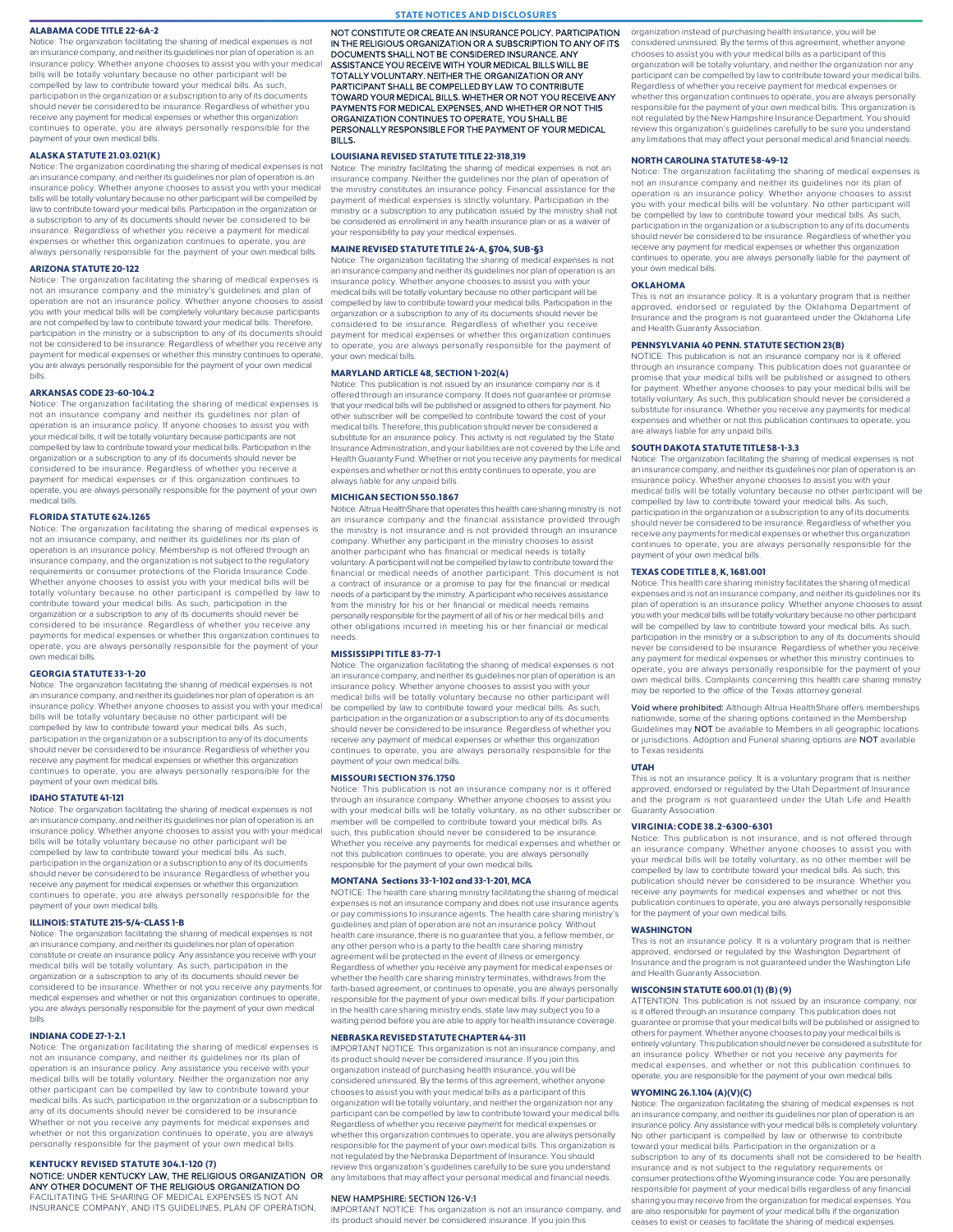## STATE NOTICES AND DISCLOSURES

### ALABAMA CODE TITLE 22-6A-2

Notice: The organization facilitating the sharing of medical expenses is not an insurance company, and neither its guidelines nor plan of operation is an insurance policy. Whether anyone chooses to assist you with your medical bills will be totally voluntary because no other participant will be compelled by law to contribute toward your medical bills. As such, participation in the organization or a subscription to any of its documents should never be considered to be insurance. Regardless of whether you receive any payment for medical expenses or whether this organization continues to operate, you are always personally responsible for the payment of your own medical bills.

### ALASKA STATUTE 21.03.021(K)

Notice: The organization coordinating the sharing of medical expenses is not an insurance company, and neither its guidelines nor plan of operation is an insurance policy. Whether anyone chooses to assist you with your medical bills will be totally voluntary because no other participant will be compelled by law to contribute toward your medical bills. Participation in the organization or a subscription to any of its documents should never be considered to be insurance. Regardless of whether you receive a payment for medical expenses or whether this organization continues to operate, you are always personally responsible for the payment of your own medical bills.

### ARIZONA STATUTE 20-122

Notice: The organization facilitating the sharing of medical expenses is not an insurance company and the ministry's guidelines and plan of operation are not an insurance policy. Whether anyone chooses to assist you with your medical bills will be completely voluntary because participants are not compelled by law to contribute toward your medical bills. Therefore, participation in the ministry or a subscription to any of its documents should not be considered to be insurance. Regardless of whether you receive any payment for medical expenses or whether this ministry continues to operate, you are always personally responsible for the payment of your own medical bills.

### ARKANSAS CODE 23-60-104.2

Notice: The organization facilitating the sharing of medical expenses is not an insurance company and neither its guidelines nor plan of operation is an insurance policy. If anyone chooses to assist you with your medical bills, it will be totally voluntary because participants are not compelled by law to contribute toward your medical bills. Participation in the organization or a subscription to any of its documents should never be considered to be insurance. Regardless of whether you receive a payment for medical expenses or if this organization continues to operate, you are always personally responsible for the payment of your own medical bills.

### FLORIDA STATUTE 624.1265

Notice: The organization facilitating the sharing of medical expenses is not an insurance company, and neither its guidelines nor its plan of operation is an insurance policy. Membership is not offered through an insurance company, and the organization is not subject to the regulatory requirements or consumer protections of the Florida Insurance Code. Whether anyone chooses to assist you with your medical bills will be totally voluntary because no other participant is compelled by law to contribute toward your medical bills. As such, participation in the organization or a subscription to any of its documents should never be considered to be insurance. Regardless of whether you receive any payments for medical expenses or whether this organization continues to operate, you are always personally responsible for the payment of your own medical bills.

### GEORGIA STATUTE 33-1-20

Notice: The organization facilitating the sharing of medical expenses is not an insurance company, and neither its guidelines nor plan of operation is an insurance policy. Whether anyone chooses to assist you with your medical bills will be totally voluntary because no other participant will be compelled by law to contribute toward your medical bills. As such, participation in the organization or a subscription to any of its documents should never be considered to be insurance. Regardless of whether you receive any payment for medical expenses or whether this organization continues to operate, you are always personally responsible for the payment of your own medical bills.

### IDAHO STATUTE 41-121

Notice: The organization facilitating the sharing of medical expenses is not an insurance company, and neither its guidelines nor plan of operation is an insurance policy. Whether anyone chooses to assist you with your medical bills will be totally voluntary because no other participant will be compelled by law to contribute toward your medical bills. As such, participation in the organization or a subscription to any of its documents should never be considered to be insurance. Regardless of whether you receive any payment for medical expenses or whether this organization continues to operate, you are always personally responsible for the payment of your own medical bills.

### ILLINOIS: STATUTE 215-5/4-CLASS 1-B

Notice: The organization facilitating the sharing of medical expenses is not an insurance company, and neither its guidelines nor plan of operation constitute or create an insurance policy. Any assistance you receive with your medical bills will be totally voluntary. As such, participation in the organization or a subscription to any of its documents should never be considered to be insurance. Whether or not you receive any payments for medical expenses and whether or not this organization continues to operate, you are always personally responsible for the payment of your own medical bills.

### INDIANA CODE 27-1-2.1

Notice: The organization facilitating the sharing of medical expenses is not an insurance company, and neither its guidelines nor its plan of operation is an insurance policy. Any assistance you receive with your medical bills will be totally voluntary. Neither the organization nor any other participant can be compelled by law to contribute toward your medical bills. As such, participation in the organization or a subscription to any of its documents should never be considered to be insurance. Whether or not you receive any payments for medical expenses and whether or not this organization continues to operate, you are always personally responsible for the payment of your own medical bills.

### KENTUCKY REVISED STATUTE 304.1-120 (7)

NOTICE: UNDER KENTUCKY LAW, THE RELIGIOUS ORGANIZATION OR ANY OTHER DOCUMENT OF THE RELIGIOUS ORGANIZATION DO FACILITATING THE SHARING OF MEDICAL EXPENSES IS NOT AN INSURANCE COMPANY, AND ITS GUIDELINES, PLAN OF OPERATION, NOT CONSTITUTE OR CREATE AN INSURANCE POLICY. PARTICIPATION IN THE RELIGIOUS ORGANIZATION OR A SUBSCRIPTION TO ANY OF ITS DOCUMENTS SHALL NOT BE CONSIDERED INSURANCE. ANY ASSISTANCE YOU RECEIVE WITH YOUR MEDICAL BILLS WILL BE TOTALLY VOLUNTARY. NEITHER THE ORGANIZATION OR ANY PARTICIPANT SHALL BE COMPELLED BY LAW TO CONTRIBUTE TOWARD YOUR MEDICAL BILLS. WHETHER OR NOT YOU RECEIVE ANY PAYMENTS FOR MEDICAL EXPENSES, AND WHETHER OR NOT THIS ORGANIZATION CONTINUES TO OPERATE, YOU SHALL BE PERSONALLY RESPONSIBLE FOR THE PAYMENT OF YOUR MEDICAL BILLS.

### LOUISIANA REVISED STATUTE TITLE 22-318,319

Notice: The ministry facilitating the sharing of medical expenses is not an insurance company. Neither the guidelines nor the plan of operation of the ministry constitutes an insurance policy. Financial assistance for the payment of medical expenses is strictly voluntary. Participation in the ministry or a subscription to any publication issued by the ministry shall not be considered as enrollment in any health insurance plan or as a waiver of your responsibility to pay your medical expenses.

### MAINE REVISED STATUTE TITLE 24-A, §704, SUB-§3

Notice: The organization facilitating the sharing of medical expenses is not an insurance company and neither its guidelines nor plan of operation is an insurance policy. Whether anyone chooses to assist you with your medical bills will be totally voluntary because no other participant will be compelled by law to contribute toward your medical bills. Participation in the organization or a subscription to any of its documents should never be considered to be insurance. Regardless of whether you receive payment for medical expenses or whether this organization continues to operate, you are always personally responsible for the payment of your own medical bills.

### MARYLAND ARTICLE 48, SECTION 1-202(4)

Notice: This publication is not issued by an insurance company nor is it offered through an insurance company. It does not guarantee or promise that your medical bills will be published or assigned to others for payment. No other subscriber will be compelled to contribute toward the cost of your medical bills. Therefore, this publication should never be considered a substitute for an insurance policy. This activity is not regulated by the State Insurance Administration, and your liabilities are not covered by the Life and Health Guaranty Fund. Whether or not you receive any payments for medical expenses and whether or not this entity continues to operate, you are always liable for any unpaid bills.

### MICHIGAN SECTION 550.1867

Notice: Altrua HealthShare that operates this health care sharing ministry is not an insurance company and the financial assistance provided through the ministry is not insurance and is not provided through an insurance company. Whether any participant in the ministry chooses to assist another participant who has financial or medical needs is totally voluntary. A participant will not be compelled by law to contribute toward the financial or medical needs of another participant. This document is not a contract of insurance or a promise to pay for the financial or medical needs of a participant by the ministry. A participant who receives assistance from the ministry for his or her financial or medical needs remains personally responsible for the payment of all of his or her medical bills and other obligations incurred in meeting his or her financial or medical needs.

### MISSISSIPPI TITLE 83-77-1

Notice: The organization facilitating the sharing of medical expenses is not an insurance company, and neither its guidelines nor plan of operation is an insurance policy. Whether anyone chooses to assist you with your medical bills will be totally voluntary because no other participant will be compelled by law to contribute toward your medical bills. As such, participation in the organization or a subscription to any of its documents should never be considered to be insurance. Regardless of whether you receive any payment of medical expenses or whether this organization continues to operate, you are always personally responsible for the payment of your own medical bills.

### MISSOURI SECTION 376.1750

Notice: This publication is not an insurance company nor is it offered through an insurance company. Whether anyone chooses to assist you with your medical bills will be totally voluntary, as no other subscriber or member will be compelled to contribute toward your medical bills. As such, this publication should never be considered to be insurance. Whether you receive any payments for medical expenses and whether or not this publication continues to operate, you are always personally responsible for the payment of your own medical bills.

### MONTANA Sections 33-1-102 and 33-1-201, MCA

NOTICE: The health care sharing ministry facilitating the sharing of medical expenses is not an insurance company and does not use insurance agents or pay commissions to insurance agents. The health care sharing ministry's guidelines and plan of operation are not an insurance policy. Without health care insurance, there is no guarantee that you, a fellow member, or any other person who is a party to the health care sharing ministry agreement will be protected in the event of illness or emergency. Regardless of whether you receive any payment for medical expenses or whether the health care sharing ministry terminates, withdraws from the faith-based agreement, or continues to operate, you are always personally responsible for the payment of your own medical bills. If your participation in the health care sharing ministry ends, state law may subject you to a waiting period before you are able to apply for health insurance coverage.

### NEBRASKA REVISED STATUTE CHAPTER 44-311

IMPORTANT NOTICE: This organization is not an insurance company, and its product should never be considered insurance. If you join this organization instead of purchasing health insurance, you will be considered uninsured. By the terms of this agreement, whether anyone chooses to assist you with your medical bills as a participant of this organization will be totally voluntary, and neither the organization nor any participant can be compelled by law to contribute toward your medical bills. Regardless of whether you receive payment for medical expenses or whether this organization continues to operate, you are always personally responsible for the payment of your own medical bills. This organization is not regulated by the Nebraska Department of Insurance. You should review this organization's guidelines carefully to be sure you understand any limitations that may affect your personal medical and financial needs.

### NEW HAMPSHIRE: SECTION 126-V:1

IMPORTANT NOTICE: This organization is not an insurance company, and its product should never be considered insurance. If you join this organization instead of purchasing health insurance, you will be considered uninsured. By the terms of this agreement, whether anyone chooses to assist you with your medical bills as a participant of this organization will be totally voluntary, and neither the organization nor any participant can be compelled by law to contribute toward your medical bills. Regardless of whether you receive payment for medical expenses or whether this organization continues to operate, you are always personally responsible for the payment of your own medical bills. This organization is not regulated by the New Hampshire Insurance Department. You should review this organization's guidelines carefully to be sure you understand any limitations that may affect your personal medical and financial needs.

### NORTH CAROLINA STATUTE 58-49-12

Notice: The organization facilitating the sharing of medical expenses is not an insurance company and neither its guidelines nor its plan of operation is an insurance policy. Whether anyone chooses to assist you with your medical bills will be voluntary. No other participant will be compelled by law to contribute toward your medical bills. As such, participation in the organization or a subscription to any of its documents should never be considered to be insurance. Regardless of whether you receive any payment for medical expenses or whether this organization continues to operate, you are always personally liable for the payment of your own medical bills.

### OKLAHOMA

This is not an insurance policy. It is a voluntary program that is neither approved, endorsed or regulated by the Oklahoma Department of Insurance and the program is not guaranteed under the Oklahoma Life and Health Guaranty Association.

### PENNSYLVANIA 40 PENN. STATUTE SECTION 23(B)

NOTICE: This publication is not an insurance company nor is it offered through an insurance company. This publication does not guarantee or promise that your medical bills will be published or assigned to others for payment. Whether anyone chooses to pay your medical bills will be totally voluntary. As such, this publication should never be considered a substitute for insurance. Whether you receive any payments for medical expenses and whether or not this publication continues to operate, you are always liable for any unpaid bills.

### SOUTH DAKOTA STATUTE TITLE 58-1-3.3

Notice: The organization facilitating the sharing of medical expenses is not an insurance company, and neither its guidelines nor plan of operation is an insurance policy. Whether anyone chooses to assist you with your medical bills will be totally voluntary because no other participant will be compelled by law to contribute toward your medical bills. As such, participation in the organization or a subscription to any of its documents should never be considered to be insurance. Regardless of whether you receive any payment for medical expenses or whether this organization continues to operate, you are always personally responsible for the payment of your own medical bills.

### TEXAS CODE TITLE 8, K, 1681.001

Notice: This health care sharing ministry facilitates the sharing of medical expenses and is not an insurance company, and neither its guidelines nor its plan of operation is an insurance policy. Whether anyone chooses to assist you with your medical bills will be totally voluntary because no other participant will be compelled by law to contribute toward your medical bills. As such, participation in the ministry or a subscription to any of its documents should never be considered to be insurance. Regardless of whether you receive any payment for medical expenses or whether this ministry continues to operate, you are always personally responsible for the payment of your own medical bills. Complaints concerning this health care sharing ministry may be reported to the office of the Texas attorney general.

**Void where prohibited:** Although Altrua HealthShare offers memberships nationwide, some of the sharing options contained in the Membership Guidelines may **NOT** be available to Members in all geographic locations or jurisdictions. Adoption and Funeral sharing options are **NOT** available to Texas residents

### UTAH

This is not an insurance policy. It is a voluntary program that is neither approved, endorsed or regulated by the Utah Department of Insurance and the program is not guaranteed under the Utah Life and Health Guaranty Association.

### VIRGINIA: CODE 38.2-6300-6301

Notice: This publication is not insurance, and is not offered through an insurance company. Whether anyone chooses to assist you with your medical bills will be totally voluntary, as no other member will be compelled by law to contribute toward your medical bills. As such, this publication should never be considered to be insurance. Whether you receive any payments for medical expenses and whether or not this publication continues to operate, you are always personally responsible for the payment of your own medical bills.

### WASHINGTON

This is not an insurance policy. It is a voluntary program that is neither approved, endorsed or regulated by the Washington Department of Insurance and the program is not guaranteed under the Washington Life and Health Guaranty Association.

### WISCONSIN STATUTE 600.01 (1) (B) (9)

ATTENTION: This publication is not issued by an insurance company, nor is it offered through an insurance company. This publication does not guarantee or promise that your medical bills will be published or assigned to others for payment. Whether anyone chooses to pay your medical bills is entirely voluntary. This publication should never be considered a substitute for an insurance policy. Whether or not you receive any payments for medical expenses, and whether or not this publication continues to operate, you are responsible for the payment of your own medical bills.

### WYOMING 26.1.104 (A)(V)(C)

Notice: The organization facilitating the sharing of medical expenses is not an insurance company, and neither its guidelines nor plan of operation is an insurance policy. Any assistance with your medical bills is completely voluntary. No other participant is compelled by law or otherwise to contribute toward your medical bills. Participation in the organization or a subscription to any of its documents shall not be considered to be health insurance and is not subject to the regulatory requirements or consumer protections of the Wyoming insurance code. You are personally responsible for payment of your medical bills regardless of any financial sharing you may receive from the organization for medical expenses. You are also responsible for payment of your medical bills if the organization ceases to exist or ceases to facilitate the sharing of medical expenses.